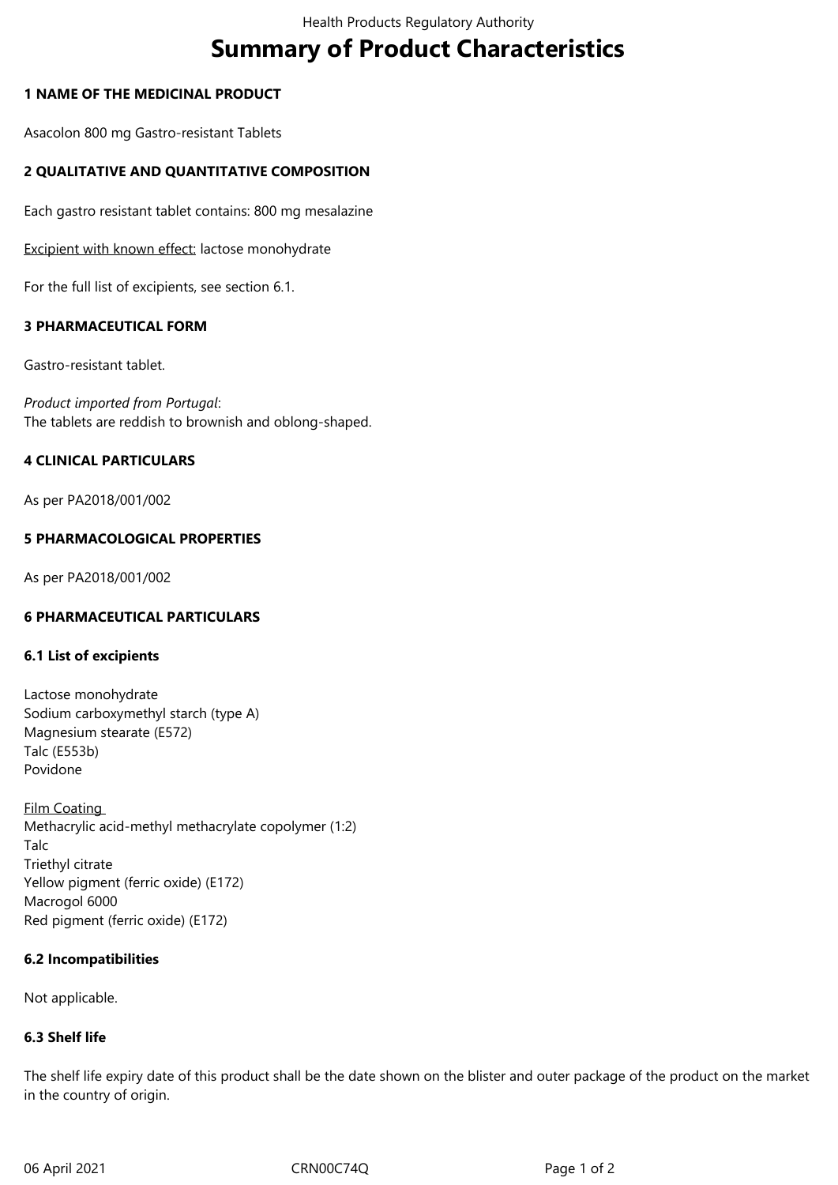# Summary of Product Characteristics

## 1 NAME OF THE MEDICINAL PRODUCT

Asacolon 800 mg Gastro-resistant Tablets

## 2 QUALITATIVE AND QUANTITATIVE COMPOSITION

Each gastro resistant tablet contains: 800 mg mesalazine

Excipient with known effect: lactose monohydrate

For the full list of excipients, see section 6.1.

## 3 PHARMACEUTICAL FORM

Gastro-resistant tablet.

*Product imported from Portugal*:
The tablets are reddish to brownish and oblong-shaped.

## 4 CLINICAL PARTICULARS

As per PA2018/001/002

## 5 PHARMACOLOGICAL PROPERTIES

As per PA2018/001/002

## 6 PHARMACEUTICAL PARTICULARS

### 6.1 List of excipients

Lactose monohydrate
Sodium carboxymethyl starch (type A)
Magnesium stearate (E572)
Talc (E553b)
Povidone

Film Coating
Methacrylic acid-methyl methacrylate copolymer (1:2)
Talc
Triethyl citrate
Yellow pigment (ferric oxide) (E172)
Macrogol 6000
Red pigment (ferric oxide) (E172)

### 6.2 Incompatibilities

Not applicable.

### 6.3 Shelf life

The shelf life expiry date of this product shall be the date shown on the blister and outer package of the product on the market in the country of origin.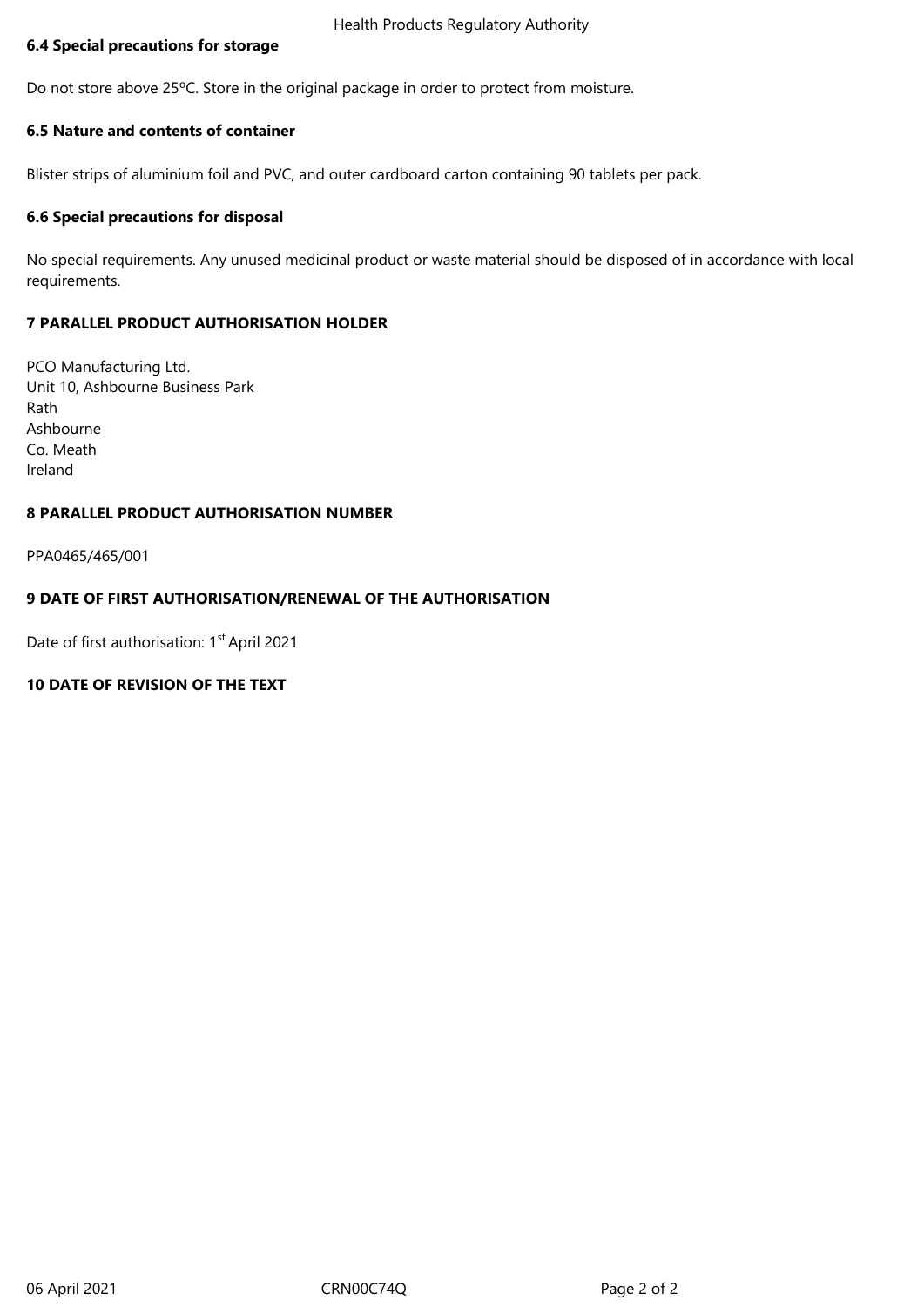### 6.4 Special precautions for storage

Do not store above 25ºC. Store in the original package in order to protect from moisture.

### 6.5 Nature and contents of container

Blister strips of aluminium foil and PVC, and outer cardboard carton containing 90 tablets per pack.

### 6.6 Special precautions for disposal

No special requirements. Any unused medicinal product or waste material should be disposed of in accordance with local requirements.

## 7 PARALLEL PRODUCT AUTHORISATION HOLDER

PCO Manufacturing Ltd.
Unit 10, Ashbourne Business Park
Rath
Ashbourne
Co. Meath
Ireland

## 8 PARALLEL PRODUCT AUTHORISATION NUMBER

PPA0465/465/001

## 9 DATE OF FIRST AUTHORISATION/RENEWAL OF THE AUTHORISATION

Date of first authorisation: 1st April 2021

## 10 DATE OF REVISION OF THE TEXT